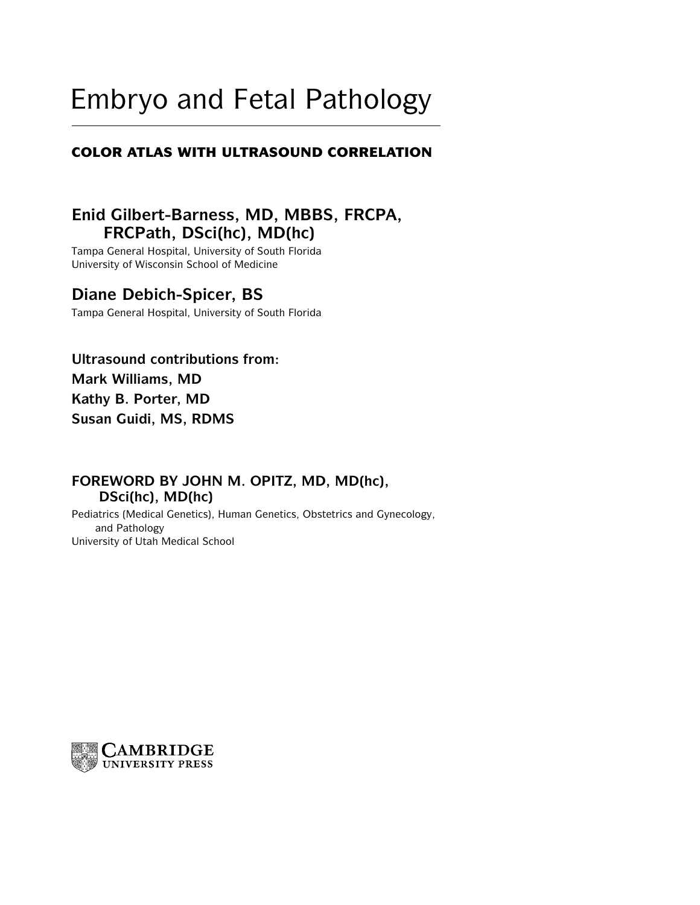# Embryo and Fetal Pathology

## COLOR ATLAS WITH ULTRASOUND CORRELATION

**Enid Gilbert-Barness, MD, MBBS, FRCPA, FRCPath, DSci(hc), MD(hc)**

Tampa General Hospital, University of South Florida
University of Wisconsin School of Medicine

**Diane Debich-Spicer, BS**

Tampa General Hospital, University of South Florida

**Ultrasound contributions from:**
**Mark Williams, MD**
**Kathy B. Porter, MD**
**Susan Guidi, MS, RDMS**

**FOREWORD BY JOHN M. OPITZ, MD, MD(hc), DSci(hc), MD(hc)**

Pediatrics (Medical Genetics), Human Genetics, Obstetrics and Gynecology, and Pathology
University of Utah Medical School

CAMBRIDGE UNIVERSITY PRESS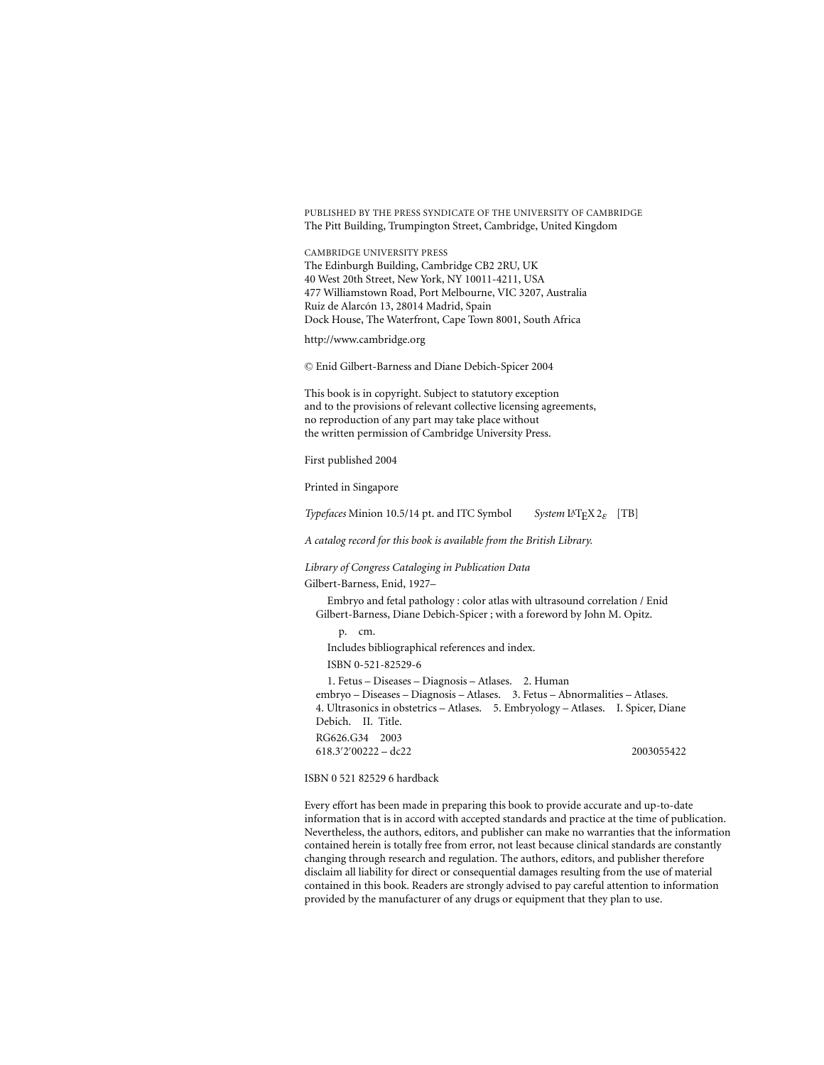PUBLISHED BY THE PRESS SYNDICATE OF THE UNIVERSITY OF CAMBRIDGE
The Pitt Building, Trumpington Street, Cambridge, United Kingdom

CAMBRIDGE UNIVERSITY PRESS
The Edinburgh Building, Cambridge CB2 2RU, UK
40 West 20th Street, New York, NY 10011-4211, USA
477 Williamstown Road, Port Melbourne, VIC 3207, Australia
Ruiz de Alarcón 13, 28014 Madrid, Spain
Dock House, The Waterfront, Cape Town 8001, South Africa

http://www.cambridge.org

© Enid Gilbert-Barness and Diane Debich-Spicer 2004

This book is in copyright. Subject to statutory exception
and to the provisions of relevant collective licensing agreements,
no reproduction of any part may take place without
the written permission of Cambridge University Press.

First published 2004

Printed in Singapore

*Typefaces* Minion 10.5/14 pt. and ITC Symbol    *System* $\LaTeX\ 2_\varepsilon$ [TB]

*A catalog record for this book is available from the British Library.*

*Library of Congress Cataloging in Publication Data*

Gilbert-Barness, Enid, 1927–

Embryo and fetal pathology : color atlas with ultrasound correlation / Enid Gilbert-Barness, Diane Debich-Spicer ; with a foreword by John M. Opitz.

p. cm.

Includes bibliographical references and index.

ISBN 0-521-82529-6

1. Fetus – Diseases – Diagnosis – Atlases. 2. Human embryo – Diseases – Diagnosis – Atlases. 3. Fetus – Abnormalities – Atlases. 4. Ultrasonics in obstetrics – Atlases. 5. Embryology – Atlases. I. Spicer, Diane Debich. II. Title.

RG626.G34 2003
618.3′2′00222 – dc22    2003055422

ISBN 0 521 82529 6 hardback

Every effort has been made in preparing this book to provide accurate and up-to-date information that is in accord with accepted standards and practice at the time of publication. Nevertheless, the authors, editors, and publisher can make no warranties that the information contained herein is totally free from error, not least because clinical standards are constantly changing through research and regulation. The authors, editors, and publisher therefore disclaim all liability for direct or consequential damages resulting from the use of material contained in this book. Readers are strongly advised to pay careful attention to information provided by the manufacturer of any drugs or equipment that they plan to use.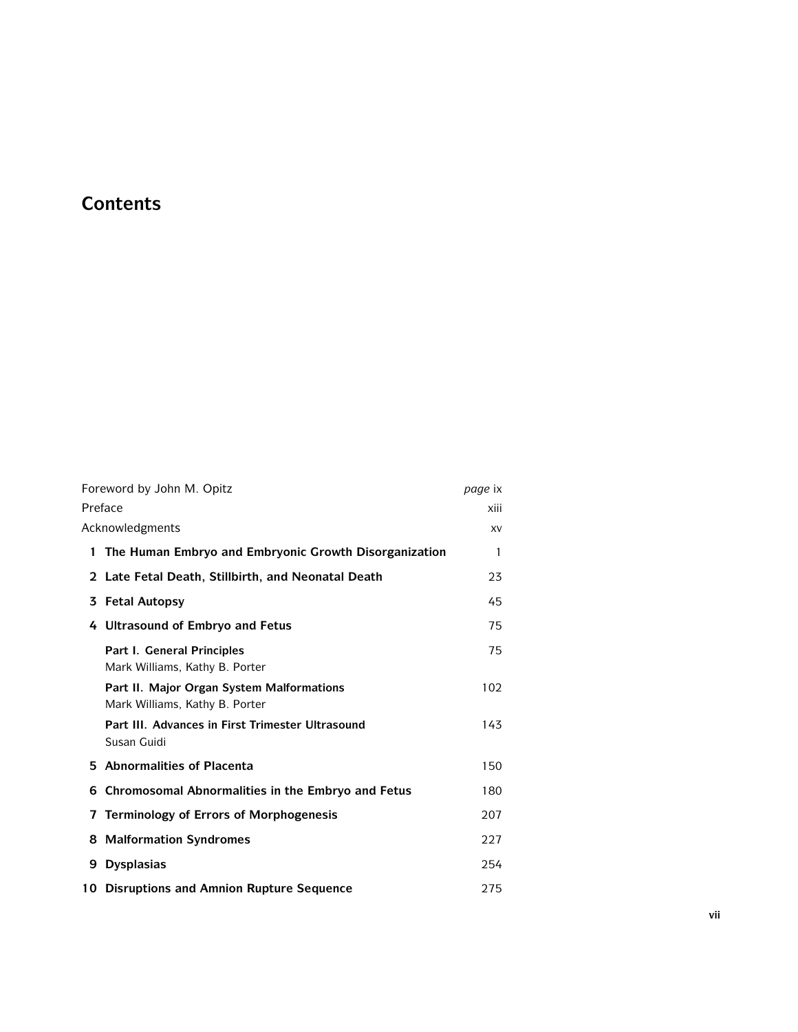# Contents

| | | |
|---|---|---|
| Foreword by John M. Opitz | | *page* ix |
| Preface | | xiii |
| Acknowledgments | | xv |
| **1** | **The Human Embryo and Embryonic Growth Disorganization** | 1 |
| **2** | **Late Fetal Death, Stillbirth, and Neonatal Death** | 23 |
| **3** | **Fetal Autopsy** | 45 |
| **4** | **Ultrasound of Embryo and Fetus** | 75 |
| | **Part I. General Principles**<br>Mark Williams, Kathy B. Porter | 75 |
| | **Part II. Major Organ System Malformations**<br>Mark Williams, Kathy B. Porter | 102 |
| | **Part III. Advances in First Trimester Ultrasound**<br>Susan Guidi | 143 |
| **5** | **Abnormalities of Placenta** | 150 |
| **6** | **Chromosomal Abnormalities in the Embryo and Fetus** | 180 |
| **7** | **Terminology of Errors of Morphogenesis** | 207 |
| **8** | **Malformation Syndromes** | 227 |
| **9** | **Dysplasias** | 254 |
| **10** | **Disruptions and Amnion Rupture Sequence** | 275 |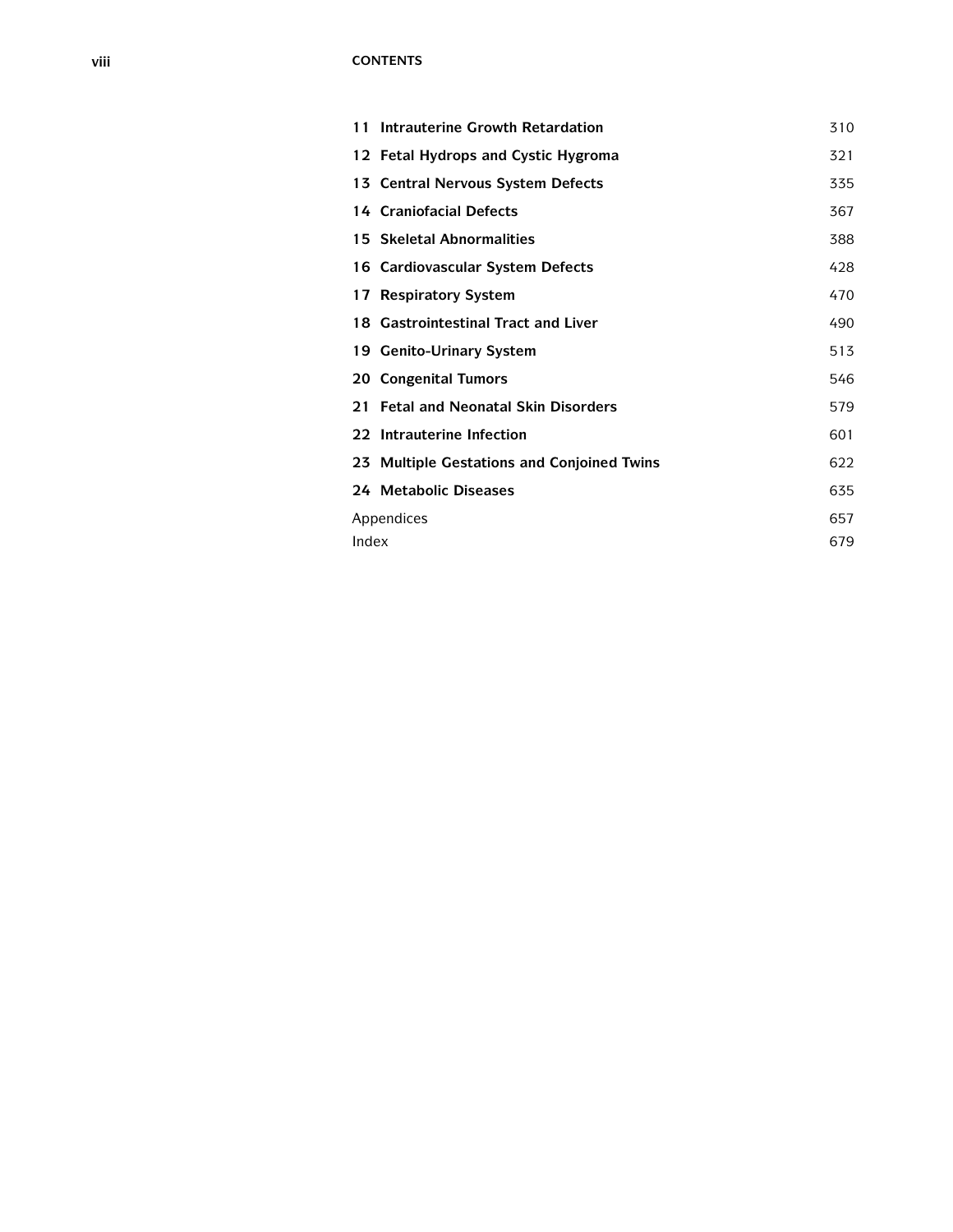| | |
|---|---|
| **11 Intrauterine Growth Retardation** | 310 |
| **12 Fetal Hydrops and Cystic Hygroma** | 321 |
| **13 Central Nervous System Defects** | 335 |
| **14 Craniofacial Defects** | 367 |
| **15 Skeletal Abnormalities** | 388 |
| **16 Cardiovascular System Defects** | 428 |
| **17 Respiratory System** | 470 |
| **18 Gastrointestinal Tract and Liver** | 490 |
| **19 Genito-Urinary System** | 513 |
| **20 Congenital Tumors** | 546 |
| **21 Fetal and Neonatal Skin Disorders** | 579 |
| **22 Intrauterine Infection** | 601 |
| **23 Multiple Gestations and Conjoined Twins** | 622 |
| **24 Metabolic Diseases** | 635 |
| Appendices | 657 |
| Index | 679 |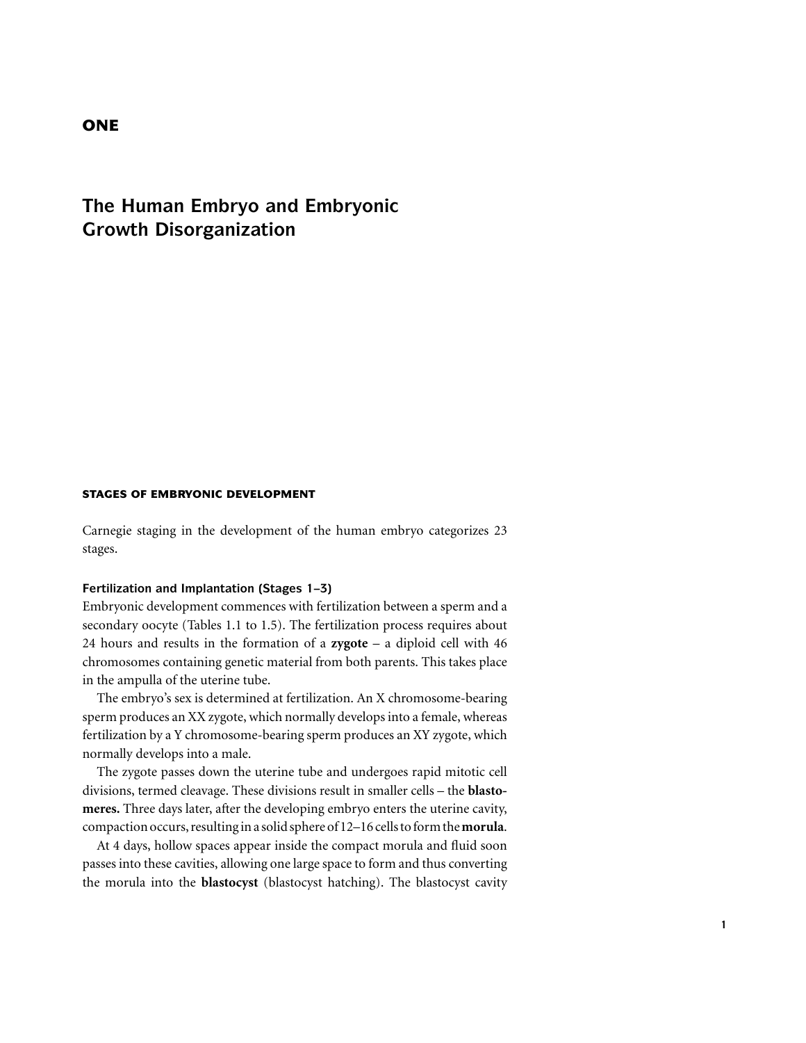# ONE

# The Human Embryo and Embryonic Growth Disorganization

## STAGES OF EMBRYONIC DEVELOPMENT

Carnegie staging in the development of the human embryo categorizes 23 stages.

### Fertilization and Implantation (Stages 1–3)

Embryonic development commences with fertilization between a sperm and a secondary oocyte (Tables 1.1 to 1.5). The fertilization process requires about 24 hours and results in the formation of a **zygote** – a diploid cell with 46 chromosomes containing genetic material from both parents. This takes place in the ampulla of the uterine tube.

The embryo's sex is determined at fertilization. An X chromosome-bearing sperm produces an XX zygote, which normally develops into a female, whereas fertilization by a Y chromosome-bearing sperm produces an XY zygote, which normally develops into a male.

The zygote passes down the uterine tube and undergoes rapid mitotic cell divisions, termed cleavage. These divisions result in smaller cells – the **blastomeres.** Three days later, after the developing embryo enters the uterine cavity, compaction occurs, resulting in a solid sphere of 12–16 cells to form the **morula**.

At 4 days, hollow spaces appear inside the compact morula and fluid soon passes into these cavities, allowing one large space to form and thus converting the morula into the **blastocyst** (blastocyst hatching). The blastocyst cavity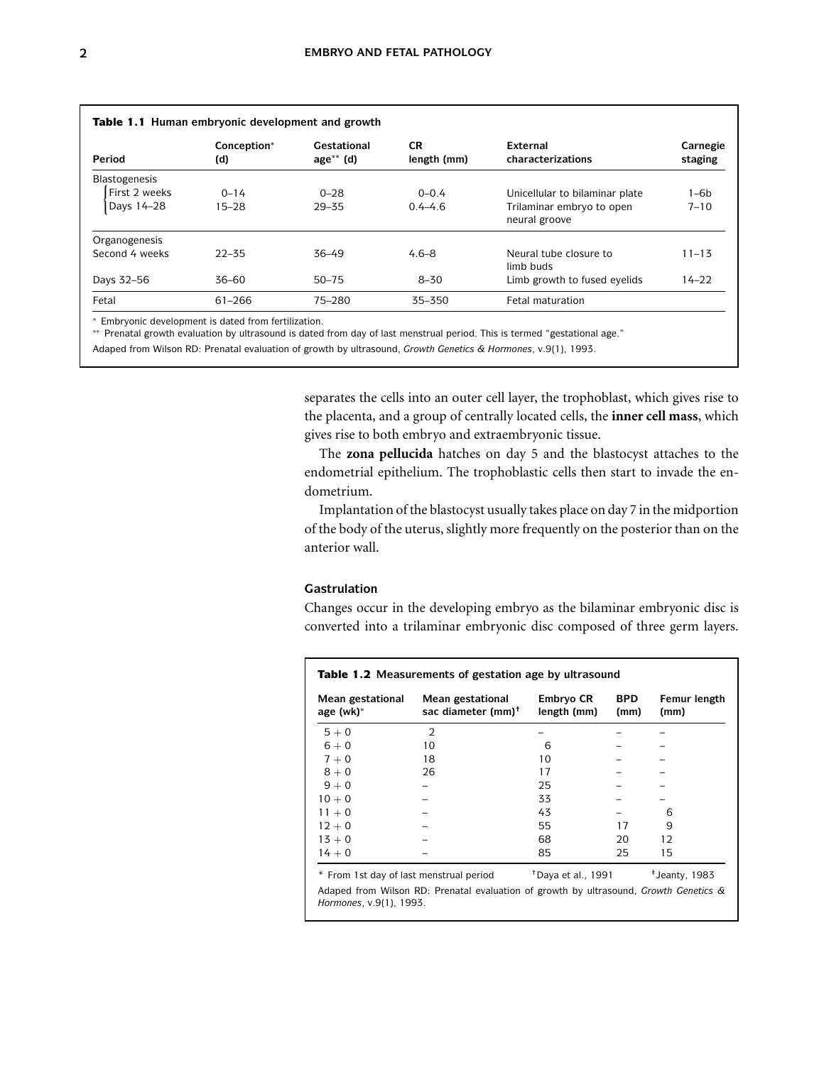**Table 1.1** Human embryonic development and growth

| Period | Conception* (d) | Gestational age** (d) | CR length (mm) | External characterizations | Carnegie staging |
|---|---|---|---|---|---|
| Blastogenesis | | | | | |
| First 2 weeks | 0–14 | 0–28 | 0–0.4 | Unicellular to bilaminar plate | 1–6b |
| Days 14–28 | 15–28 | 29–35 | 0.4–4.6 | Trilaminar embryo to open neural groove | 7–10 |
| Organogenesis | | | | | |
| Second 4 weeks | 22–35 | 36–49 | 4.6–8 | Neural tube closure to limb buds | 11–13 |
| Days 32–56 | 36–60 | 50–75 | 8–30 | Limb growth to fused eyelids | 14–22 |
| Fetal | 61–266 | 75–280 | 35–350 | Fetal maturation | |

* Embryonic development is dated from fertilization.
** Prenatal growth evaluation by ultrasound is dated from day of last menstrual period. This is termed "gestational age."

Adaped from Wilson RD: Prenatal evaluation of growth by ultrasound, *Growth Genetics & Hormones*, v.9(1), 1993.

separates the cells into an outer cell layer, the trophoblast, which gives rise to the placenta, and a group of centrally located cells, the **inner cell mass**, which gives rise to both embryo and extraembryonic tissue.

The **zona pellucida** hatches on day 5 and the blastocyst attaches to the endometrial epithelium. The trophoblastic cells then start to invade the endometrium.

Implantation of the blastocyst usually takes place on day 7 in the midportion of the body of the uterus, slightly more frequently on the posterior than on the anterior wall.

### Gastrulation

Changes occur in the developing embryo as the bilaminar embryonic disc is converted into a trilaminar embryonic disc composed of three germ layers.

**Table 1.2** Measurements of gestation age by ultrasound

| Mean gestational age (wk)* | Mean gestational sac diameter (mm)† | Embryo CR length (mm) | BPD (mm) | Femur length (mm) |
|---|---|---|---|---|
| 5 + 0 | 2 | – | – | – |
| 6 + 0 | 10 | 6 | – | – |
| 7 + 0 | 18 | 10 | – | – |
| 8 + 0 | 26 | 17 | – | – |
| 9 + 0 | – | 25 | – | – |
| 10 + 0 | – | 33 | – | – |
| 11 + 0 | – | 43 | – | 6 |
| 12 + 0 | – | 55 | 17 | 9 |
| 13 + 0 | – | 68 | 20 | 12 |
| 14 + 0 | – | 85 | 25 | 15 |

* From 1st day of last menstrual period  † Daya et al., 1991  ‡ Jeanty, 1983

Adaped from Wilson RD: Prenatal evaluation of growth by ultrasound, *Growth Genetics & Hormones*, v.9(1), 1993.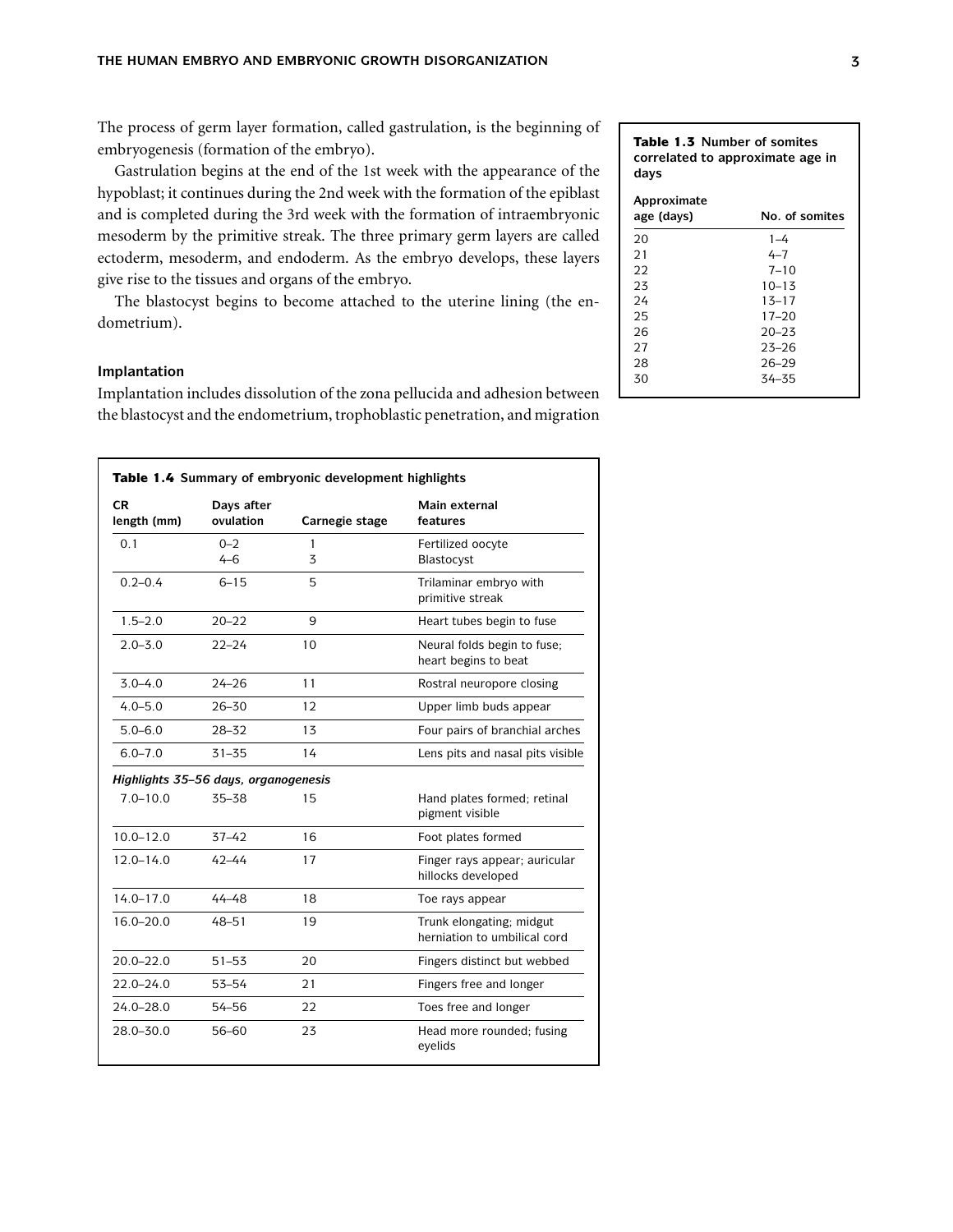The process of germ layer formation, called gastrulation, is the beginning of embryogenesis (formation of the embryo).

Gastrulation begins at the end of the 1st week with the appearance of the hypoblast; it continues during the 2nd week with the formation of the epiblast and is completed during the 3rd week with the formation of intraembryonic mesoderm by the primitive streak. The three primary germ layers are called ectoderm, mesoderm, and endoderm. As the embryo develops, these layers give rise to the tissues and organs of the embryo.

The blastocyst begins to become attached to the uterine lining (the endometrium).

### Implantation

Implantation includes dissolution of the zona pellucida and adhesion between the blastocyst and the endometrium, trophoblastic penetration, and migration

**Table 1.3** Number of somites correlated to approximate age in days

| Approximate age (days) | No. of somites |
|---|---|
| 20 | 1–4 |
| 21 | 4–7 |
| 22 | 7–10 |
| 23 | 10–13 |
| 24 | 13–17 |
| 25 | 17–20 |
| 26 | 20–23 |
| 27 | 23–26 |
| 28 | 26–29 |
| 30 | 34–35 |

**Table 1.4** Summary of embryonic development highlights

| CR length (mm) | Days after ovulation | Carnegie stage | Main external features |
|---|---|---|---|
| 0.1 | 0–2<br>4–6 | 1<br>3 | Fertilized oocyte<br>Blastocyst |
| 0.2–0.4 | 6–15 | 5 | Trilaminar embryo with primitive streak |
| 1.5–2.0 | 20–22 | 9 | Heart tubes begin to fuse |
| 2.0–3.0 | 22–24 | 10 | Neural folds begin to fuse; heart begins to beat |
| 3.0–4.0 | 24–26 | 11 | Rostral neuropore closing |
| 4.0–5.0 | 26–30 | 12 | Upper limb buds appear |
| 5.0–6.0 | 28–32 | 13 | Four pairs of branchial arches |
| 6.0–7.0 | 31–35 | 14 | Lens pits and nasal pits visible |
| *Highlights 35–56 days, organogenesis* | | | |
| 7.0–10.0 | 35–38 | 15 | Hand plates formed; retinal pigment visible |
| 10.0–12.0 | 37–42 | 16 | Foot plates formed |
| 12.0–14.0 | 42–44 | 17 | Finger rays appear; auricular hillocks developed |
| 14.0–17.0 | 44–48 | 18 | Toe rays appear |
| 16.0–20.0 | 48–51 | 19 | Trunk elongating; midgut herniation to umbilical cord |
| 20.0–22.0 | 51–53 | 20 | Fingers distinct but webbed |
| 22.0–24.0 | 53–54 | 21 | Fingers free and longer |
| 24.0–28.0 | 54–56 | 22 | Toes free and longer |
| 28.0–30.0 | 56–60 | 23 | Head more rounded; fusing eyelids |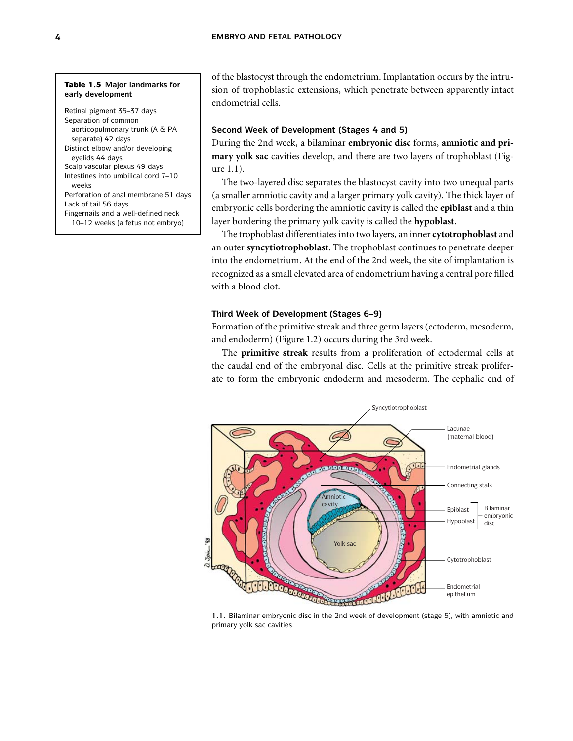**Table 1.5 Major landmarks for early development**

Retinal pigment 35–37 days
Separation of common aorticopulmonary trunk (A & PA separate) 42 days
Distinct elbow and/or developing eyelids 44 days
Scalp vascular plexus 49 days
Intestines into umbilical cord 7–10 weeks
Perforation of anal membrane 51 days
Lack of tail 56 days
Fingernails and a well-defined neck 10–12 weeks (a fetus not embryo)

of the blastocyst through the endometrium. Implantation occurs by the intrusion of trophoblastic extensions, which penetrate between apparently intact endometrial cells.

### Second Week of Development (Stages 4 and 5)

During the 2nd week, a bilaminar **embryonic disc** forms, **amniotic and primary yolk sac** cavities develop, and there are two layers of trophoblast (Figure 1.1).

The two-layered disc separates the blastocyst cavity into two unequal parts (a smaller amniotic cavity and a larger primary yolk cavity). The thick layer of embryonic cells bordering the amniotic cavity is called the **epiblast** and a thin layer bordering the primary yolk cavity is called the **hypoblast**.

The trophoblast differentiates into two layers, an inner **cytotrophoblast** and an outer **syncytiotrophoblast**. The trophoblast continues to penetrate deeper into the endometrium. At the end of the 2nd week, the site of implantation is recognized as a small elevated area of endometrium having a central pore filled with a blood clot.

### Third Week of Development (Stages 6–9)

Formation of the primitive streak and three germ layers (ectoderm, mesoderm, and endoderm) (Figure 1.2) occurs during the 3rd week.

The **primitive streak** results from a proliferation of ectodermal cells at the caudal end of the embryonal disc. Cells at the primitive streak proliferate to form the embryonic endoderm and mesoderm. The cephalic end of

1.1. Bilaminar embryonic disc in the 2nd week of development (stage 5), with amniotic and primary yolk sac cavities.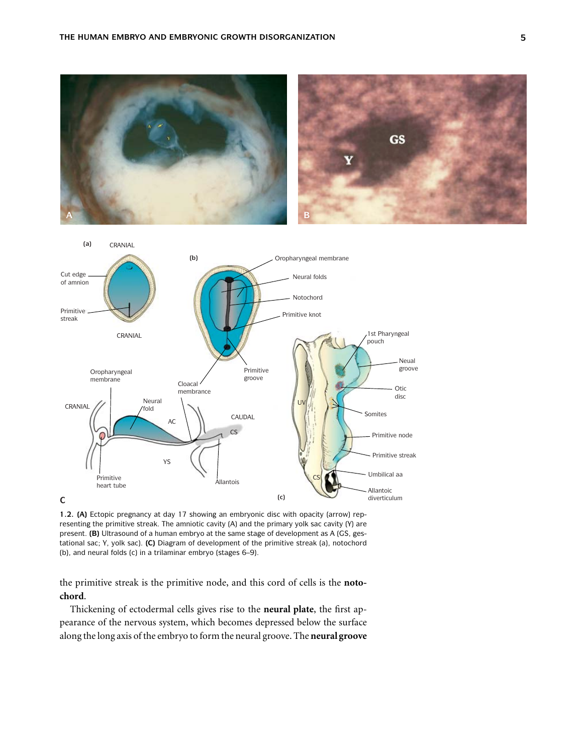1.2. **(A)** Ectopic pregnancy at day 17 showing an embryonic disc with opacity (arrow) representing the primitive streak. The amniotic cavity (A) and the primary yolk sac cavity (Y) are present. **(B)** Ultrasound of a human embryo at the same stage of development as A (GS, gestational sac; Y, yolk sac). **(C)** Diagram of development of the primitive streak (a), notochord (b), and neural folds (c) in a trilaminar embryo (stages 6–9).

the primitive streak is the primitive node, and this cord of cells is the **notochord**.

Thickening of ectodermal cells gives rise to the **neural plate**, the first appearance of the nervous system, which becomes depressed below the surface along the long axis of the embryo to form the neural groove. The **neural groove**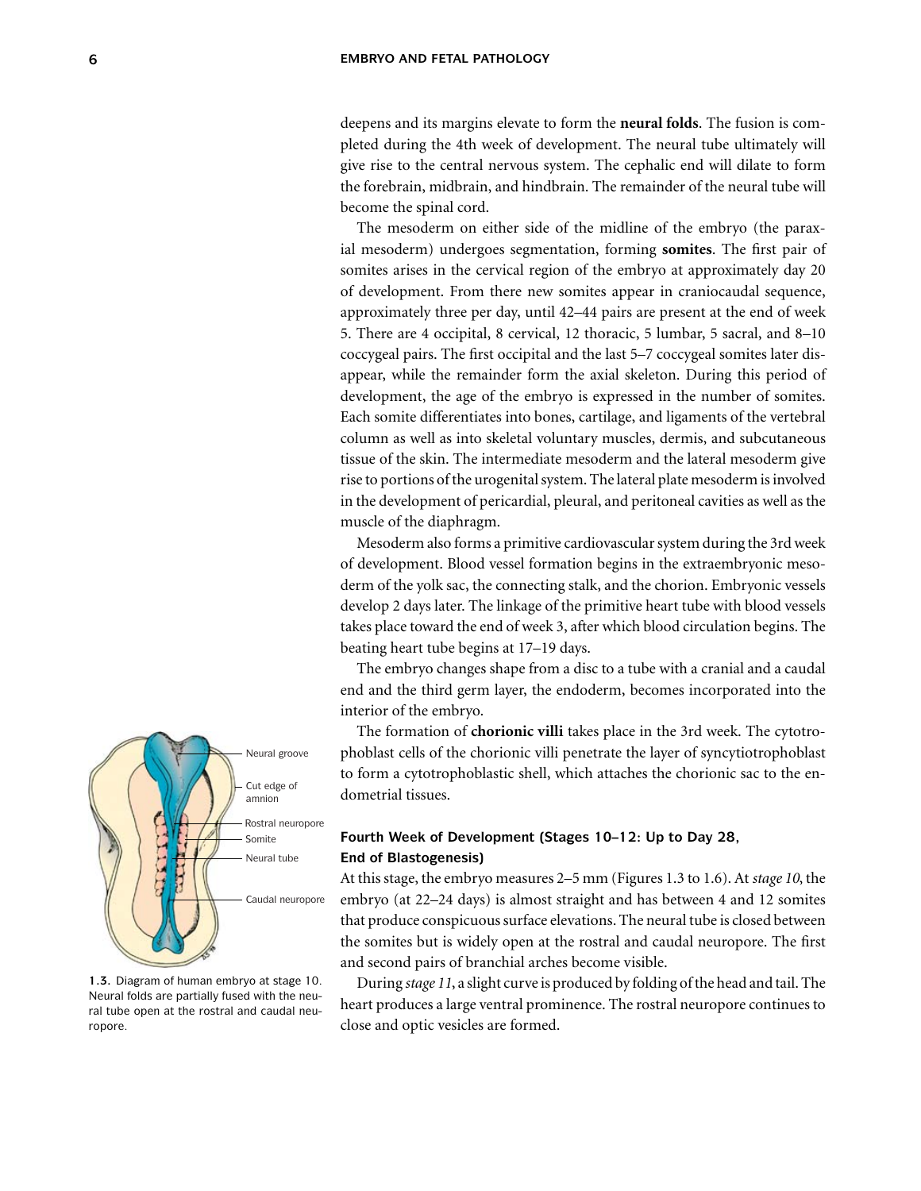deepens and its margins elevate to form the **neural folds**. The fusion is completed during the 4th week of development. The neural tube ultimately will give rise to the central nervous system. The cephalic end will dilate to form the forebrain, midbrain, and hindbrain. The remainder of the neural tube will become the spinal cord.

The mesoderm on either side of the midline of the embryo (the paraxial mesoderm) undergoes segmentation, forming **somites**. The first pair of somites arises in the cervical region of the embryo at approximately day 20 of development. From there new somites appear in craniocaudal sequence, approximately three per day, until 42–44 pairs are present at the end of week 5. There are 4 occipital, 8 cervical, 12 thoracic, 5 lumbar, 5 sacral, and 8–10 coccygeal pairs. The first occipital and the last 5–7 coccygeal somites later disappear, while the remainder form the axial skeleton. During this period of development, the age of the embryo is expressed in the number of somites. Each somite differentiates into bones, cartilage, and ligaments of the vertebral column as well as into skeletal voluntary muscles, dermis, and subcutaneous tissue of the skin. The intermediate mesoderm and the lateral mesoderm give rise to portions of the urogenital system. The lateral plate mesoderm is involved in the development of pericardial, pleural, and peritoneal cavities as well as the muscle of the diaphragm.

Mesoderm also forms a primitive cardiovascular system during the 3rd week of development. Blood vessel formation begins in the extraembryonic mesoderm of the yolk sac, the connecting stalk, and the chorion. Embryonic vessels develop 2 days later. The linkage of the primitive heart tube with blood vessels takes place toward the end of week 3, after which blood circulation begins. The beating heart tube begins at 17–19 days.

The embryo changes shape from a disc to a tube with a cranial and a caudal end and the third germ layer, the endoderm, becomes incorporated into the interior of the embryo.

The formation of **chorionic villi** takes place in the 3rd week. The cytotrophoblast cells of the chorionic villi penetrate the layer of syncytiotrophoblast to form a cytotrophoblastic shell, which attaches the chorionic sac to the endometrial tissues.

Neural groove

Cut edge of amnion

Rostral neuropore

Somite

Neural tube

Caudal neuropore

**1.3.** Diagram of human embryo at stage 10. Neural folds are partially fused with the neural tube open at the rostral and caudal neuropore.

### Fourth Week of Development (Stages 10–12: Up to Day 28, End of Blastogenesis)

At this stage, the embryo measures 2–5 mm (Figures 1.3 to 1.6). At *stage 10*, the embryo (at 22–24 days) is almost straight and has between 4 and 12 somites that produce conspicuous surface elevations. The neural tube is closed between the somites but is widely open at the rostral and caudal neuropore. The first and second pairs of branchial arches become visible.

During *stage 11*, a slight curve is produced by folding of the head and tail. The heart produces a large ventral prominence. The rostral neuropore continues to close and optic vesicles are formed.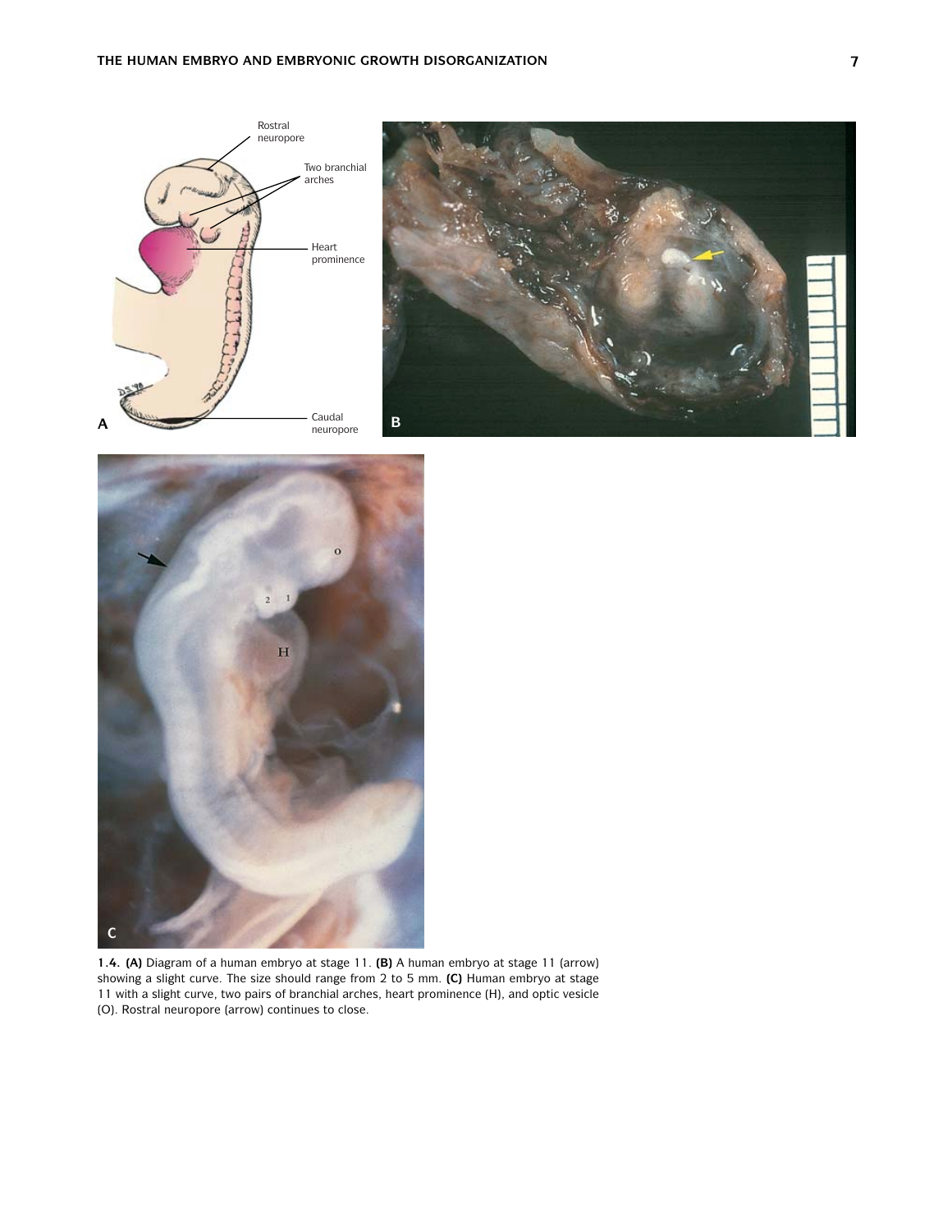1.4. **(A)** Diagram of a human embryo at stage 11. **(B)** A human embryo at stage 11 (arrow) showing a slight curve. The size should range from 2 to 5 mm. **(C)** Human embryo at stage 11 with a slight curve, two pairs of branchial arches, heart prominence (H), and optic vesicle (O). Rostral neuropore (arrow) continues to close.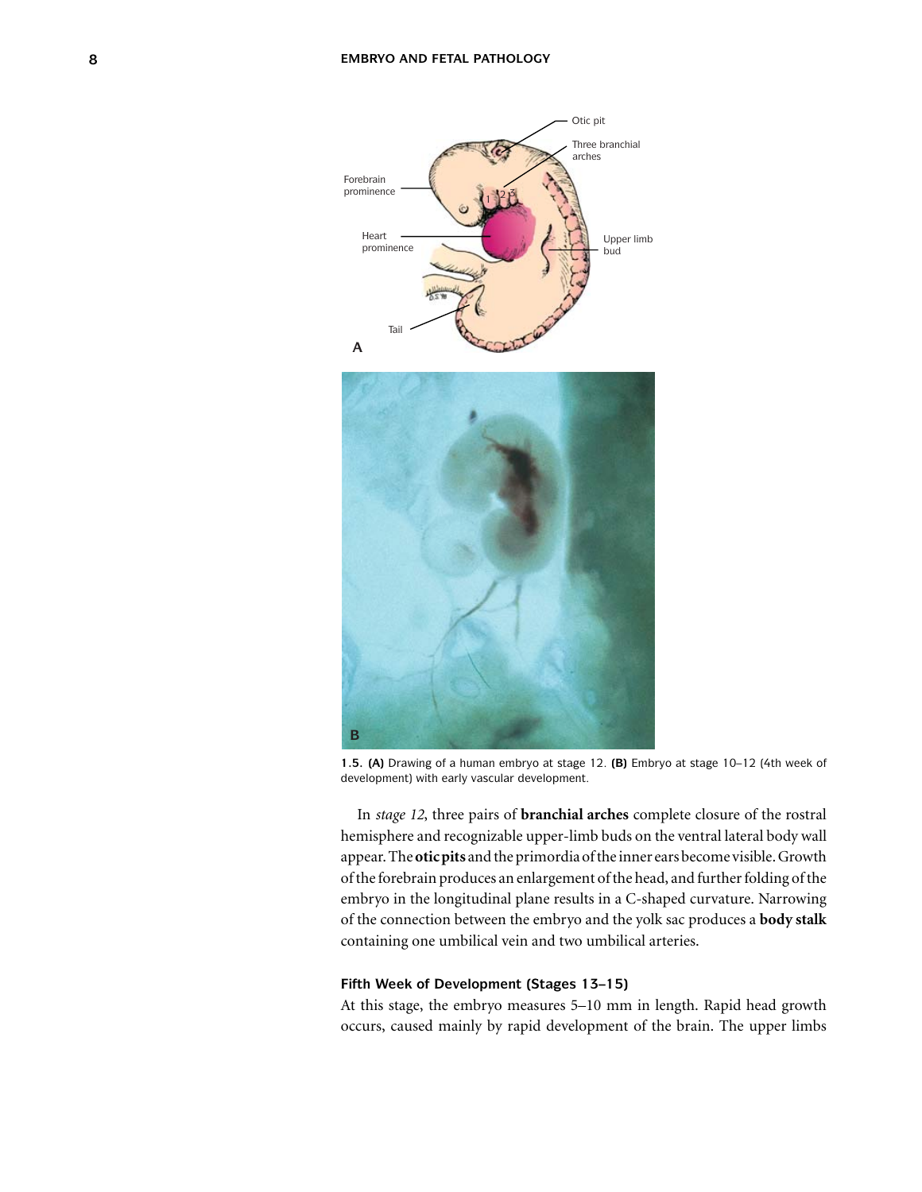**1.5. (A)** Drawing of a human embryo at stage 12. **(B)** Embryo at stage 10–12 (4th week of development) with early vascular development.

In *stage 12*, three pairs of **branchial arches** complete closure of the rostral hemisphere and recognizable upper-limb buds on the ventral lateral body wall appear. The **otic pits** and the primordia of the inner ears become visible. Growth of the forebrain produces an enlargement of the head, and further folding of the embryo in the longitudinal plane results in a C-shaped curvature. Narrowing of the connection between the embryo and the yolk sac produces a **body stalk** containing one umbilical vein and two umbilical arteries.

### Fifth Week of Development (Stages 13–15)

At this stage, the embryo measures 5–10 mm in length. Rapid head growth occurs, caused mainly by rapid development of the brain. The upper limbs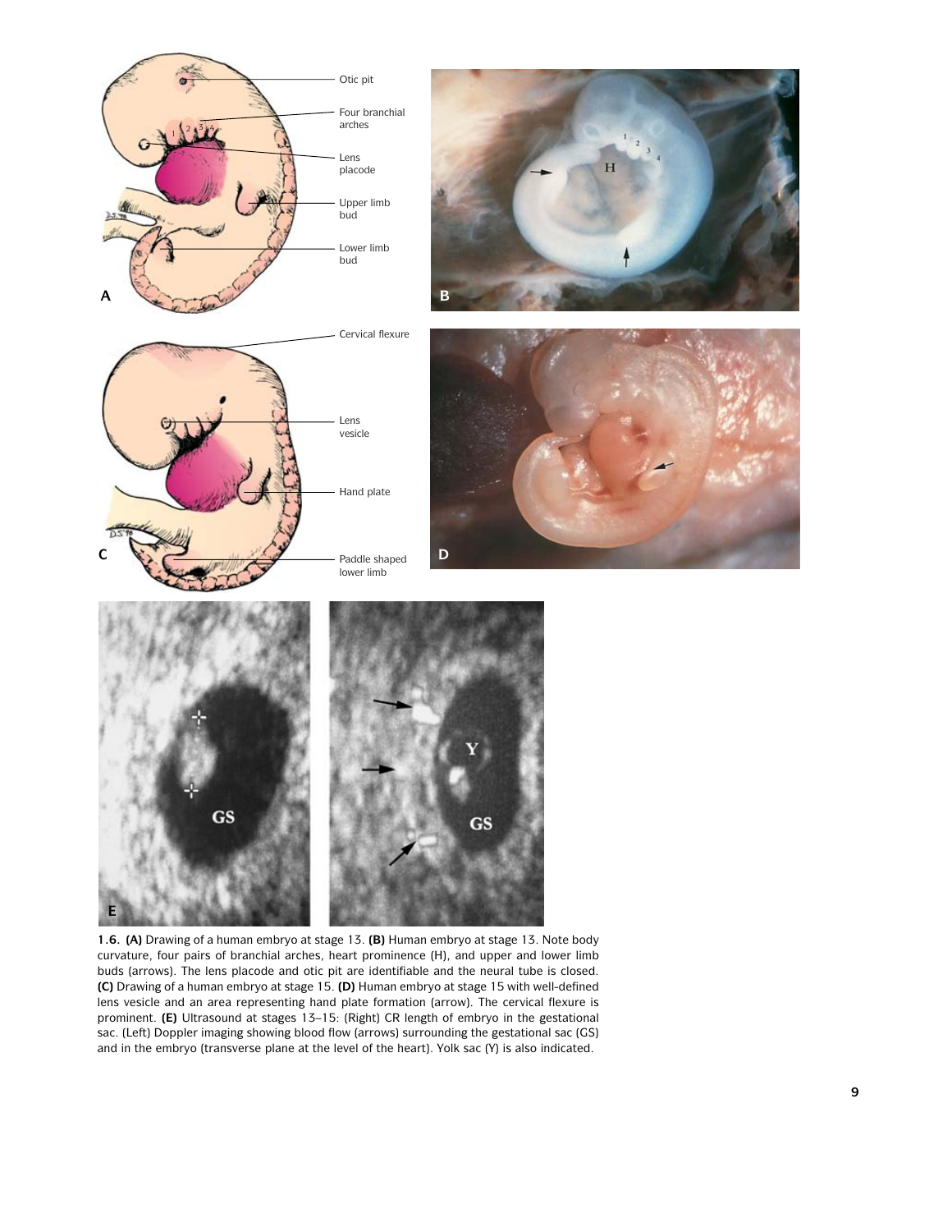**1.6. (A)** Drawing of a human embryo at stage 13. **(B)** Human embryo at stage 13. Note body curvature, four pairs of branchial arches, heart prominence (H), and upper and lower limb buds (arrows). The lens placode and otic pit are identifiable and the neural tube is closed. **(C)** Drawing of a human embryo at stage 15. **(D)** Human embryo at stage 15 with well-defined lens vesicle and an area representing hand plate formation (arrow). The cervical flexure is prominent. **(E)** Ultrasound at stages 13–15: (Right) CR length of embryo in the gestational sac. (Left) Doppler imaging showing blood flow (arrows) surrounding the gestational sac (GS) and in the embryo (transverse plane at the level of the heart). Yolk sac (Y) is also indicated.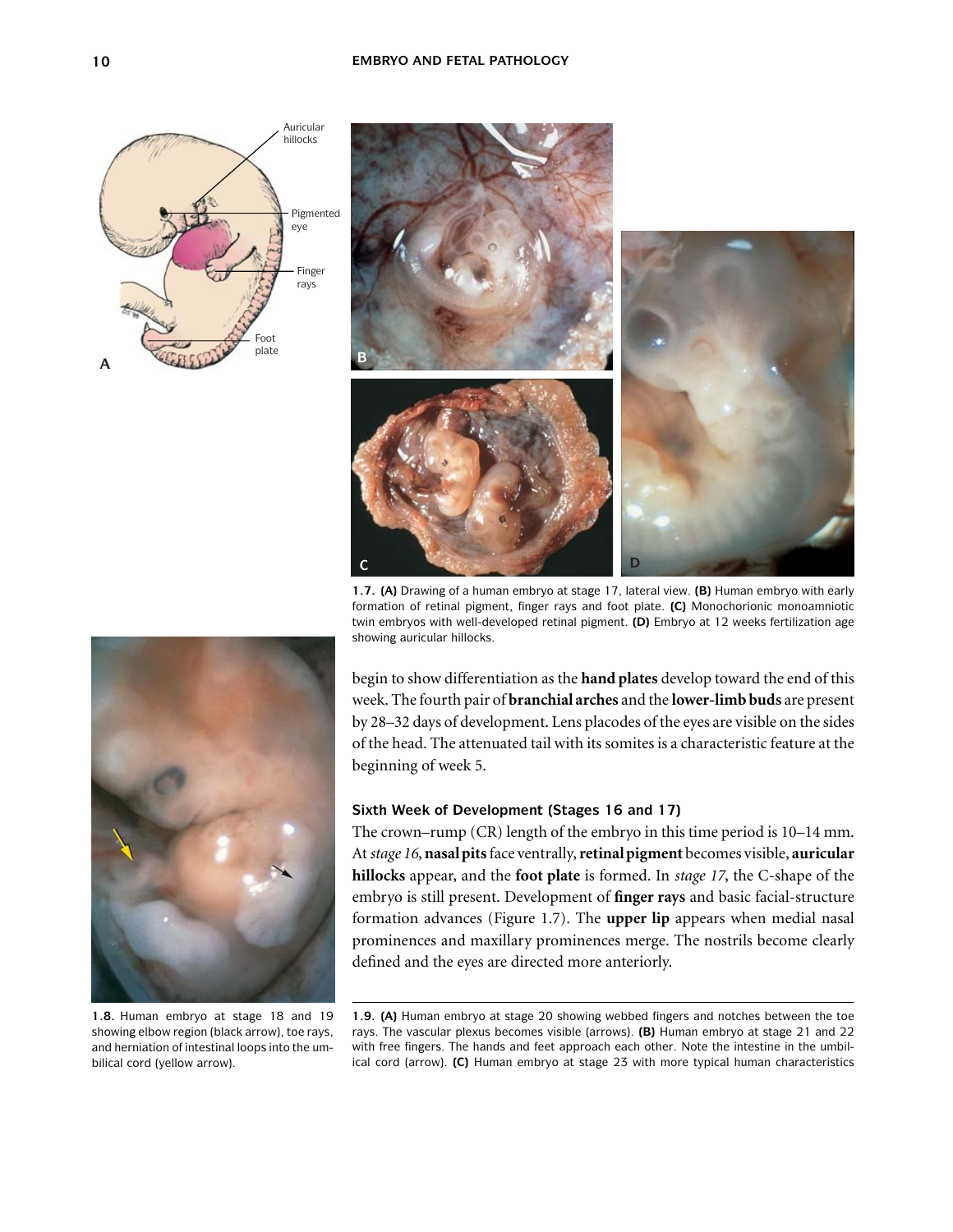1.7. **(A)** Drawing of a human embryo at stage 17, lateral view. **(B)** Human embryo with early formation of retinal pigment, finger rays and foot plate. **(C)** Monochorionic monoamniotic twin embryos with well-developed retinal pigment. **(D)** Embryo at 12 weeks fertilization age showing auricular hillocks.

begin to show differentiation as the **hand plates** develop toward the end of this week. The fourth pair of **branchial arches** and the **lower-limb buds** are present by 28–32 days of development. Lens placodes of the eyes are visible on the sides of the head. The attenuated tail with its somites is a characteristic feature at the beginning of week 5.

### Sixth Week of Development (Stages 16 and 17)

The crown–rump (CR) length of the embryo in this time period is 10–14 mm. At *stage 16*, **nasal pits** face ventrally, **retinal pigment** becomes visible, **auricular hillocks** appear, and the **foot plate** is formed. In *stage 17*, the C-shape of the embryo is still present. Development of **finger rays** and basic facial-structure formation advances (Figure 1.7). The **upper lip** appears when medial nasal prominences and maxillary prominences merge. The nostrils become clearly defined and the eyes are directed more anteriorly.

1.8. Human embryo at stage 18 and 19 showing elbow region (black arrow), toe rays, and herniation of intestinal loops into the umbilical cord (yellow arrow).

1.9. **(A)** Human embryo at stage 20 showing webbed fingers and notches between the toe rays. The vascular plexus becomes visible (arrows). **(B)** Human embryo at stage 21 and 22 with free fingers. The hands and feet approach each other. Note the intestine in the umbilical cord (arrow). **(C)** Human embryo at stage 23 with more typical human characteristics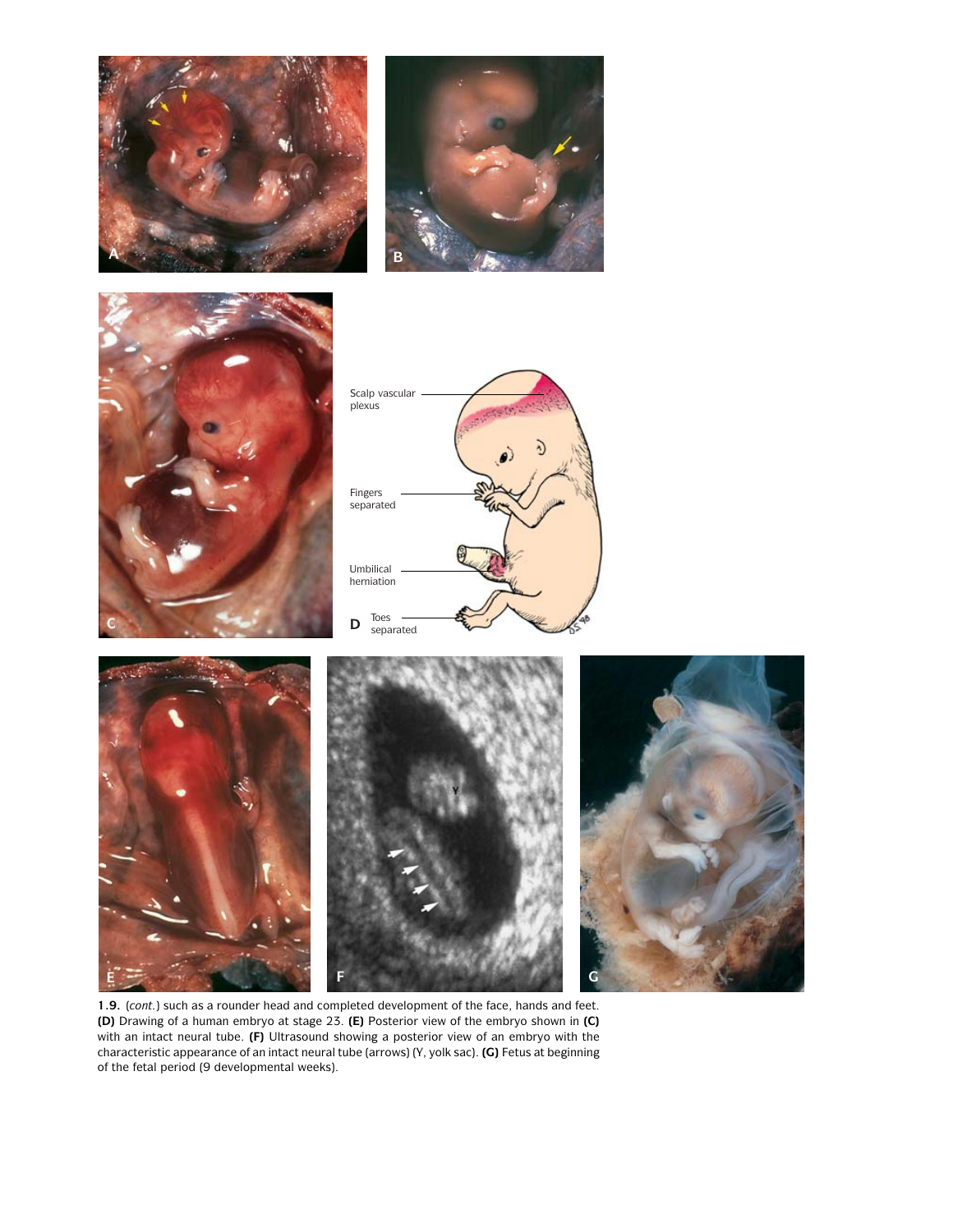**1.9.** (*cont.*) such as a rounder head and completed development of the face, hands and feet. **(D)** Drawing of a human embryo at stage 23. **(E)** Posterior view of the embryo shown in **(C)** with an intact neural tube. **(F)** Ultrasound showing a posterior view of an embryo with the characteristic appearance of an intact neural tube (arrows) (Y, yolk sac). **(G)** Fetus at beginning of the fetal period (9 developmental weeks).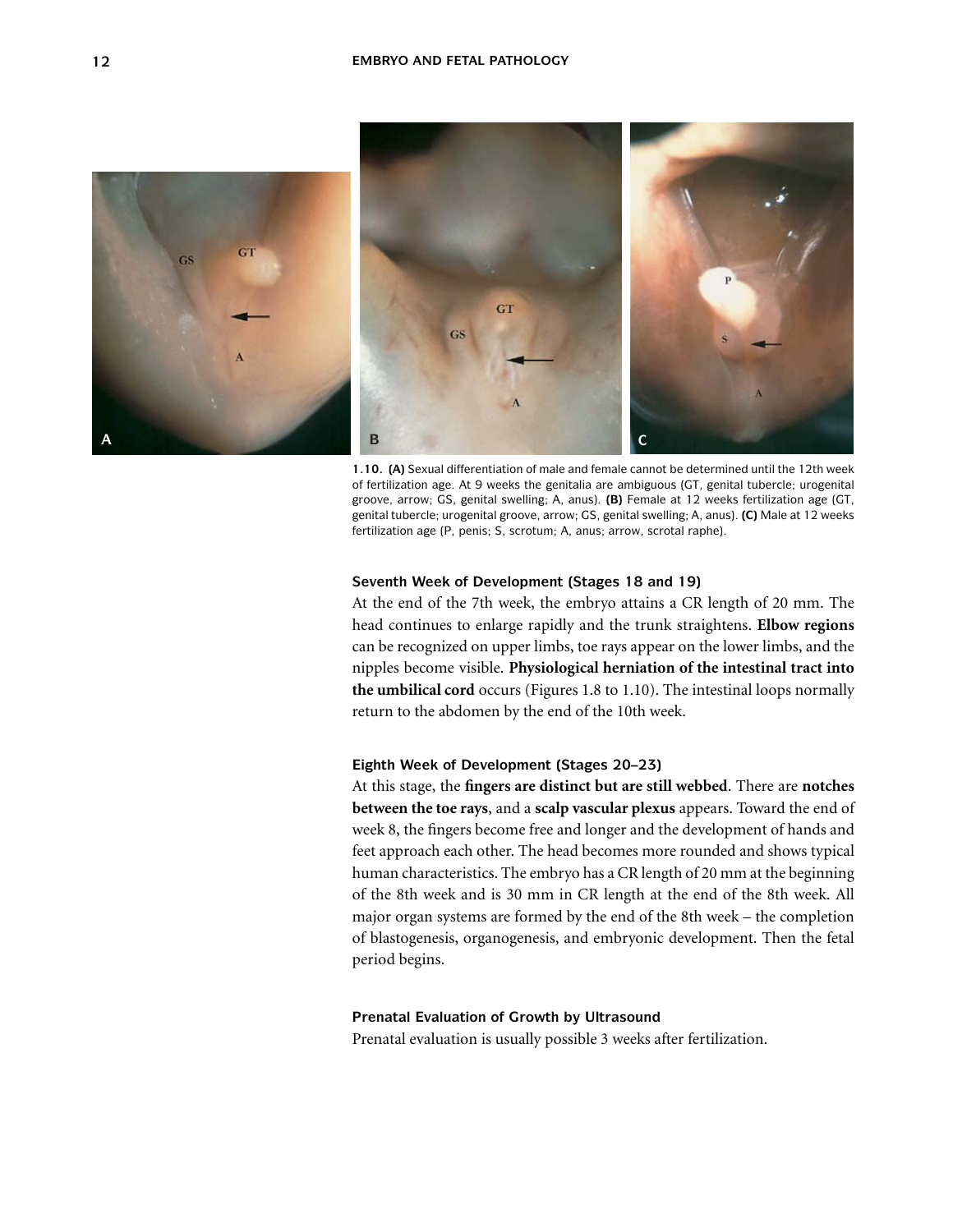1.10. **(A)** Sexual differentiation of male and female cannot be determined until the 12th week of fertilization age. At 9 weeks the genitalia are ambiguous (GT, genital tubercle; urogenital groove, arrow; GS, genital swelling; A, anus). **(B)** Female at 12 weeks fertilization age (GT, genital tubercle; urogenital groove, arrow; GS, genital swelling; A, anus). **(C)** Male at 12 weeks fertilization age (P, penis; S, scrotum; A, anus; arrow, scrotal raphe).

### Seventh Week of Development (Stages 18 and 19)

At the end of the 7th week, the embryo attains a CR length of 20 mm. The head continues to enlarge rapidly and the trunk straightens. **Elbow regions** can be recognized on upper limbs, toe rays appear on the lower limbs, and the nipples become visible. **Physiological herniation of the intestinal tract into the umbilical cord** occurs (Figures 1.8 to 1.10). The intestinal loops normally return to the abdomen by the end of the 10th week.

### Eighth Week of Development (Stages 20–23)

At this stage, the **fingers are distinct but are still webbed**. There are **notches between the toe rays**, and a **scalp vascular plexus** appears. Toward the end of week 8, the fingers become free and longer and the development of hands and feet approach each other. The head becomes more rounded and shows typical human characteristics. The embryo has a CR length of 20 mm at the beginning of the 8th week and is 30 mm in CR length at the end of the 8th week. All major organ systems are formed by the end of the 8th week – the completion of blastogenesis, organogenesis, and embryonic development. Then the fetal period begins.

### Prenatal Evaluation of Growth by Ultrasound

Prenatal evaluation is usually possible 3 weeks after fertilization.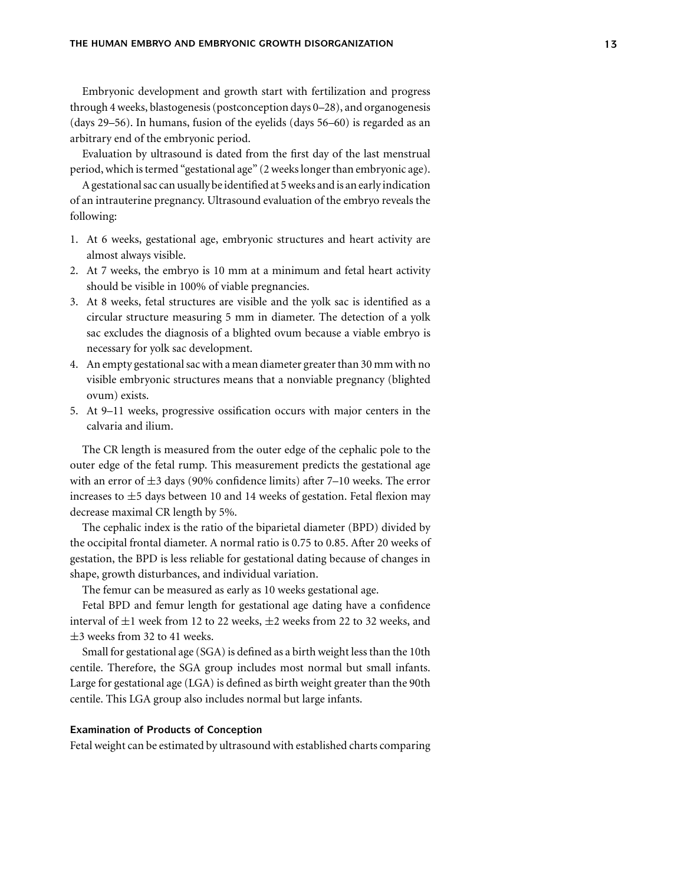Embryonic development and growth start with fertilization and progress through 4 weeks, blastogenesis (postconception days 0–28), and organogenesis (days 29–56). In humans, fusion of the eyelids (days 56–60) is regarded as an arbitrary end of the embryonic period.

Evaluation by ultrasound is dated from the first day of the last menstrual period, which is termed "gestational age" (2 weeks longer than embryonic age).

A gestational sac can usually be identified at 5 weeks and is an early indication of an intrauterine pregnancy. Ultrasound evaluation of the embryo reveals the following:

1. At 6 weeks, gestational age, embryonic structures and heart activity are almost always visible.
2. At 7 weeks, the embryo is 10 mm at a minimum and fetal heart activity should be visible in 100% of viable pregnancies.
3. At 8 weeks, fetal structures are visible and the yolk sac is identified as a circular structure measuring 5 mm in diameter. The detection of a yolk sac excludes the diagnosis of a blighted ovum because a viable embryo is necessary for yolk sac development.
4. An empty gestational sac with a mean diameter greater than 30 mm with no visible embryonic structures means that a nonviable pregnancy (blighted ovum) exists.
5. At 9–11 weeks, progressive ossification occurs with major centers in the calvaria and ilium.

The CR length is measured from the outer edge of the cephalic pole to the outer edge of the fetal rump. This measurement predicts the gestational age with an error of ±3 days (90% confidence limits) after 7–10 weeks. The error increases to ±5 days between 10 and 14 weeks of gestation. Fetal flexion may decrease maximal CR length by 5%.

The cephalic index is the ratio of the biparietal diameter (BPD) divided by the occipital frontal diameter. A normal ratio is 0.75 to 0.85. After 20 weeks of gestation, the BPD is less reliable for gestational dating because of changes in shape, growth disturbances, and individual variation.

The femur can be measured as early as 10 weeks gestational age.

Fetal BPD and femur length for gestational age dating have a confidence interval of ±1 week from 12 to 22 weeks, ±2 weeks from 22 to 32 weeks, and ±3 weeks from 32 to 41 weeks.

Small for gestational age (SGA) is defined as a birth weight less than the 10th centile. Therefore, the SGA group includes most normal but small infants. Large for gestational age (LGA) is defined as birth weight greater than the 90th centile. This LGA group also includes normal but large infants.

### Examination of Products of Conception

Fetal weight can be estimated by ultrasound with established charts comparing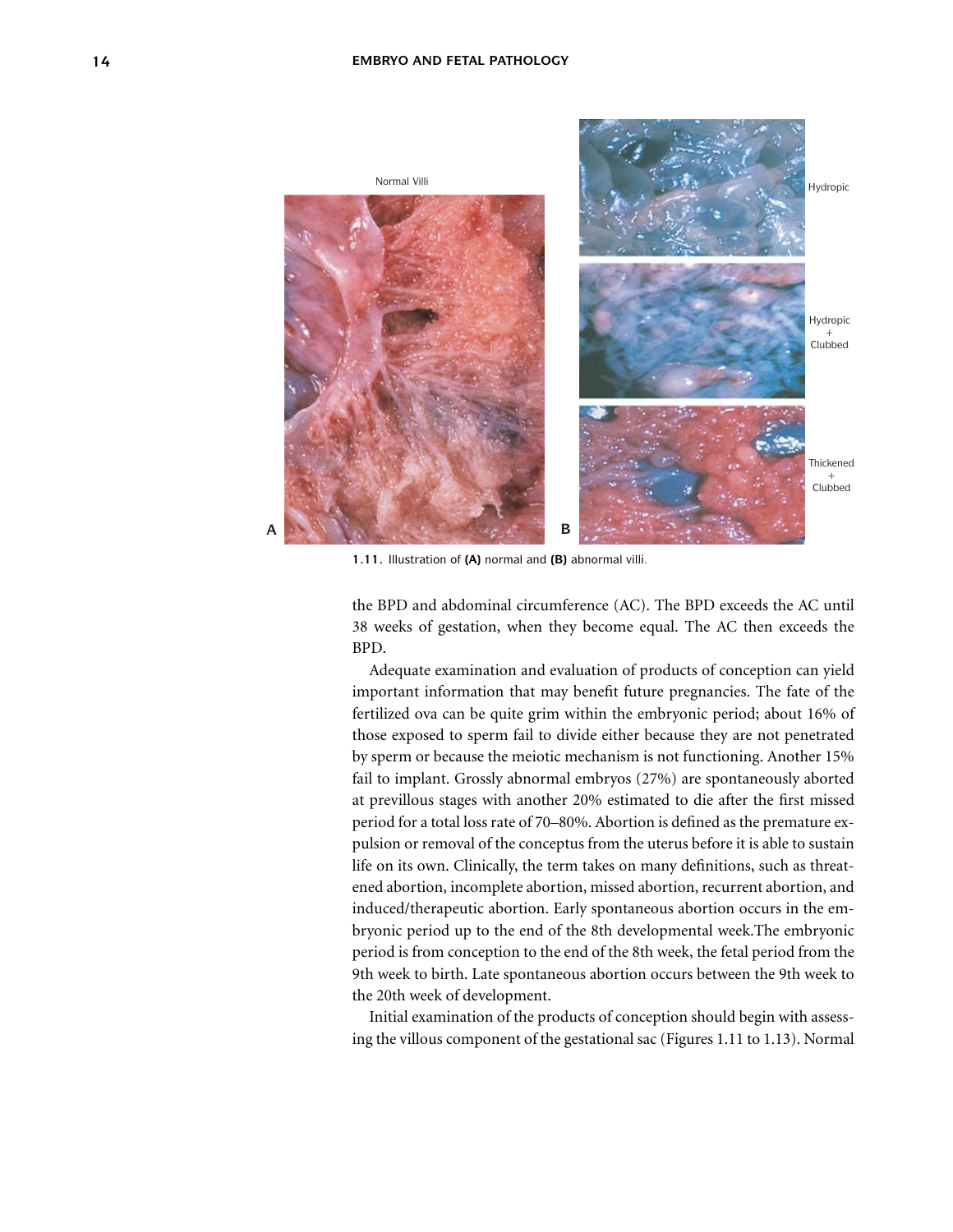1.11. Illustration of **(A)** normal and **(B)** abnormal villi.

the BPD and abdominal circumference (AC). The BPD exceeds the AC until 38 weeks of gestation, when they become equal. The AC then exceeds the BPD.

Adequate examination and evaluation of products of conception can yield important information that may benefit future pregnancies. The fate of the fertilized ova can be quite grim within the embryonic period; about 16% of those exposed to sperm fail to divide either because they are not penetrated by sperm or because the meiotic mechanism is not functioning. Another 15% fail to implant. Grossly abnormal embryos (27%) are spontaneously aborted at previllous stages with another 20% estimated to die after the first missed period for a total loss rate of 70–80%. Abortion is defined as the premature expulsion or removal of the conceptus from the uterus before it is able to sustain life on its own. Clinically, the term takes on many definitions, such as threatened abortion, incomplete abortion, missed abortion, recurrent abortion, and induced/therapeutic abortion. Early spontaneous abortion occurs in the embryonic period up to the end of the 8th developmental week.The embryonic period is from conception to the end of the 8th week, the fetal period from the 9th week to birth. Late spontaneous abortion occurs between the 9th week to the 20th week of development.

Initial examination of the products of conception should begin with assessing the villous component of the gestational sac (Figures 1.11 to 1.13). Normal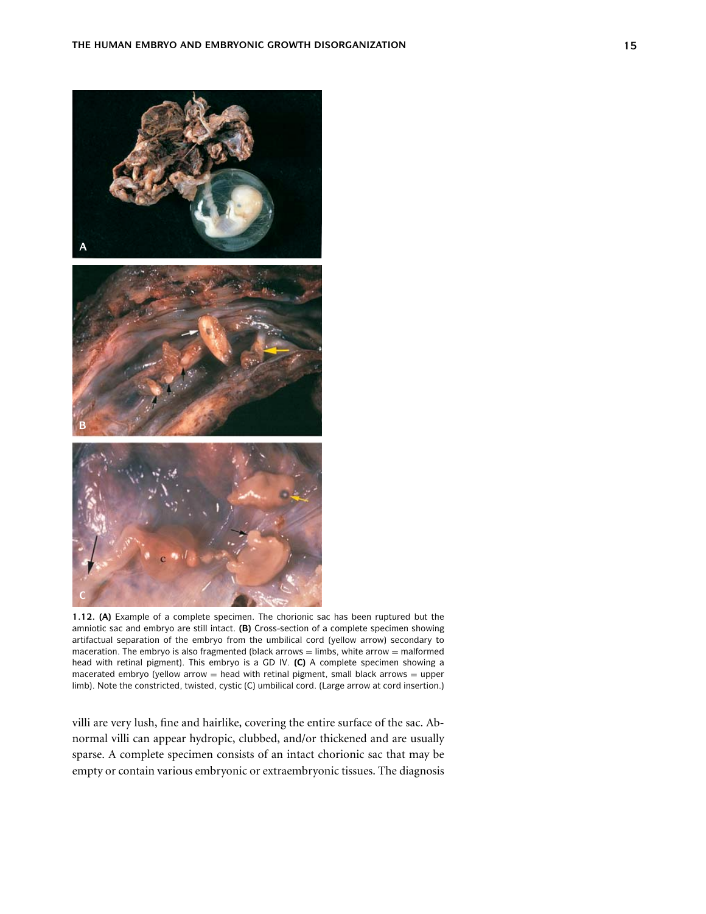1.12. **(A)** Example of a complete specimen. The chorionic sac has been ruptured but the amniotic sac and embryo are still intact. **(B)** Cross-section of a complete specimen showing artifactual separation of the embryo from the umbilical cord (yellow arrow) secondary to maceration. The embryo is also fragmented (black arrows = limbs, white arrow = malformed head with retinal pigment). This embryo is a GD IV. **(C)** A complete specimen showing a macerated embryo (yellow arrow = head with retinal pigment, small black arrows = upper limb). Note the constricted, twisted, cystic (C) umbilical cord. (Large arrow at cord insertion.)

villi are very lush, fine and hairlike, covering the entire surface of the sac. Abnormal villi can appear hydropic, clubbed, and/or thickened and are usually sparse. A complete specimen consists of an intact chorionic sac that may be empty or contain various embryonic or extraembryonic tissues. The diagnosis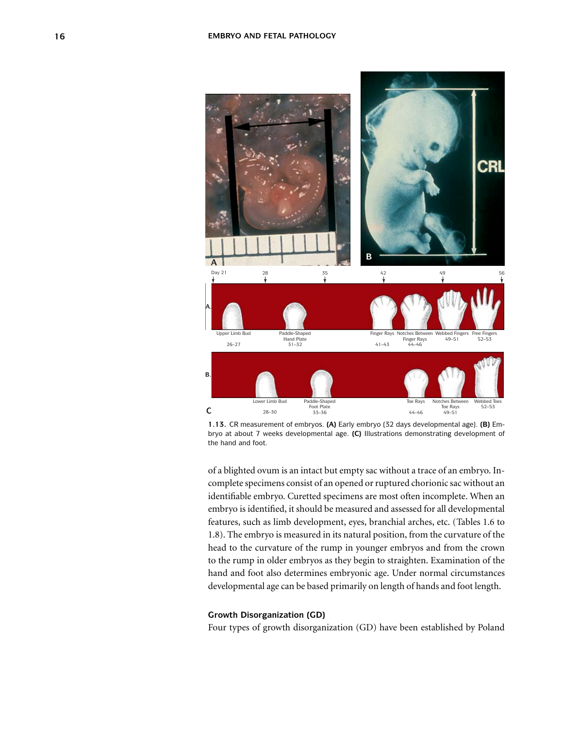A

B

CRL

Day 21 28 35 42 49 56

A.

Upper Limb Bud 26–27

Paddle-Shaped Hand Plate 31–32

Finger Rays 41–43

Notches Between Finger Rays 44–46

Webbed Fingers 49–51

Free Fingers 52–53

B.

Lower Limb Bud 28–30

Paddle-Shaped Foot Plate 33–36

Toe Rays 44–46

Notches Between Toe Rays 49–51

Webbed Toes 52–53

C

**1.13.** CR measurement of embryos. **(A)** Early embryo (32 days developmental age). **(B)** Embryo at about 7 weeks developmental age. **(C)** Illustrations demonstrating development of the hand and foot.

of a blighted ovum is an intact but empty sac without a trace of an embryo. Incomplete specimens consist of an opened or ruptured chorionic sac without an identifiable embryo. Curetted specimens are most often incomplete. When an embryo is identified, it should be measured and assessed for all developmental features, such as limb development, eyes, branchial arches, etc. (Tables 1.6 to 1.8). The embryo is measured in its natural position, from the curvature of the head to the curvature of the rump in younger embryos and from the crown to the rump in older embryos as they begin to straighten. Examination of the hand and foot also determines embryonic age. Under normal circumstances developmental age can be based primarily on length of hands and foot length.

### Growth Disorganization (GD)

Four types of growth disorganization (GD) have been established by Poland